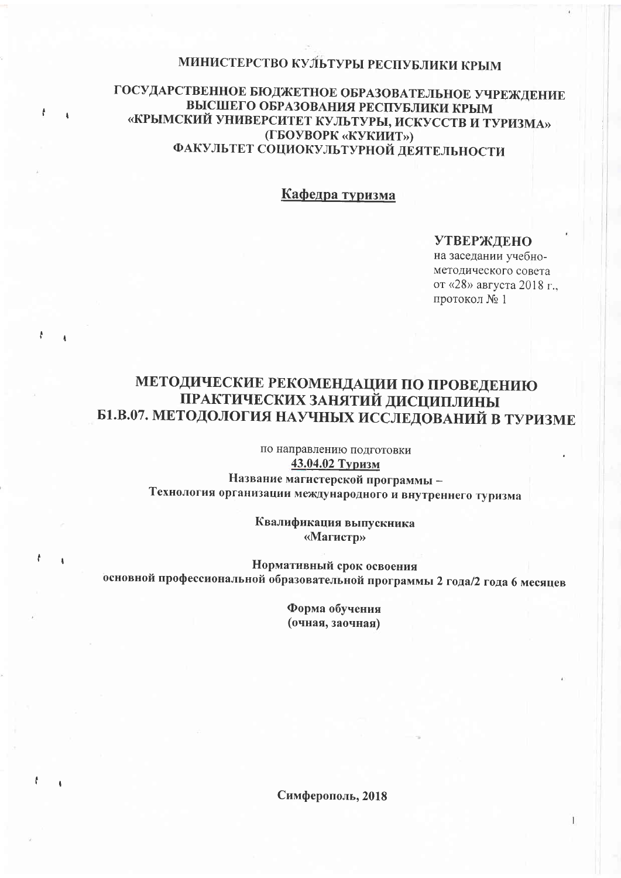**МИНИСТЕРСТВО КУЛЬТУРЫ РЕСПУБЛИКИ КРЫМ**

**ГОСУДАРСТВЕННОЕ БЮДЖЕТНОЕ ОБРАЗОВАТЕЛЬНОЕ УЧРЕЖДЕНИЕ ВЫСШЕГО ОБРАЗОВАНИЯ РЕСПУБЛИКИ КРЫМ «КРЫМСКИЙ УНИВЕРСИТЕТ КУЛЬТУРЫ, ИСКУССТВ И ТУРИЗМА» (ГБОУВОРК «КУКИИТ») ФАКУЛЬТЕТ СОЦИОКУЛЬТУРНОЙ ДЕЯТЕЛЬНОСТИ**

**Кафедра туризма**

**УТВЕРЖДЕНО**
на заседании учебно-методического совета
от «28» августа 2018 г.,
протокол № 1

# МЕТОДИЧЕСКИЕ РЕКОМЕНДАЦИИ ПО ПРОВЕДЕНИЮ ПРАКТИЧЕСКИХ ЗАНЯТИЙ ДИСЦИПЛИНЫ Б1.В.07. МЕТОДОЛОГИЯ НАУЧНЫХ ИССЛЕДОВАНИЙ В ТУРИЗМЕ

по направлению подготовки
**43.04.02 Туризм**

**Название магистерской программы – Технология организации международного и внутреннего туризма**

**Квалификация выпускника**
**«Магистр»**

**Нормативный срок освоения**
**основной профессиональной образовательной программы 2 года/2 года 6 месяцев**

**Форма обучения**
**(очная, заочная)**

**Симферополь, 2018**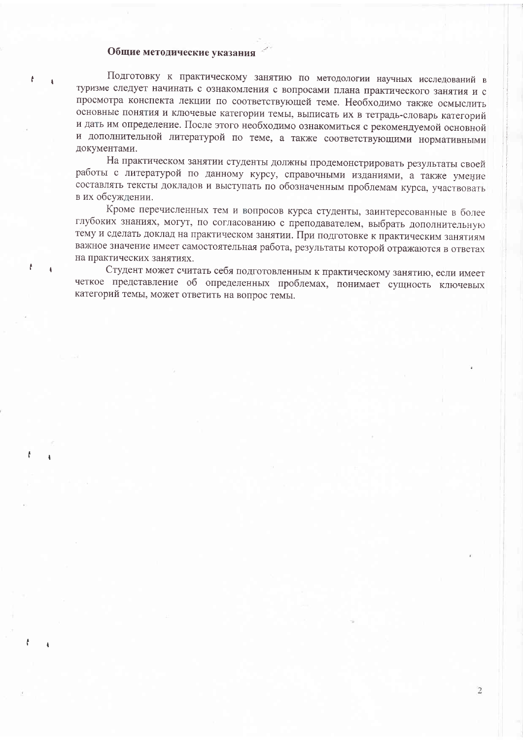## Общие методические указания

Подготовку к практическому занятию по методологии научных исследований в туризме следует начинать с ознакомления с вопросами плана практического занятия и с просмотра конспекта лекции по соответствующей теме. Необходимо также осмыслить основные понятия и ключевые категории темы, выписать их в тетрадь-словарь категорий и дать им определение. После этого необходимо ознакомиться с рекомендуемой основной и дополнительной литературой по теме, а также соответствующими нормативными документами.

На практическом занятии студенты должны продемонстрировать результаты своей работы с литературой по данному курсу, справочными изданиями, а также умение составлять тексты докладов и выступать по обозначенным проблемам курса, участвовать в их обсуждении.

Кроме перечисленных тем и вопросов курса студенты, заинтересованные в более глубоких знаниях, могут, по согласованию с преподавателем, выбрать дополнительную тему и сделать доклад на практическом занятии. При подготовке к практическим занятиям важное значение имеет самостоятельная работа, результаты которой отражаются в ответах на практических занятиях.

Студент может считать себя подготовленным к практическому занятию, если имеет четкое представление об определенных проблемах, понимает сущность ключевых категорий темы, может ответить на вопрос темы.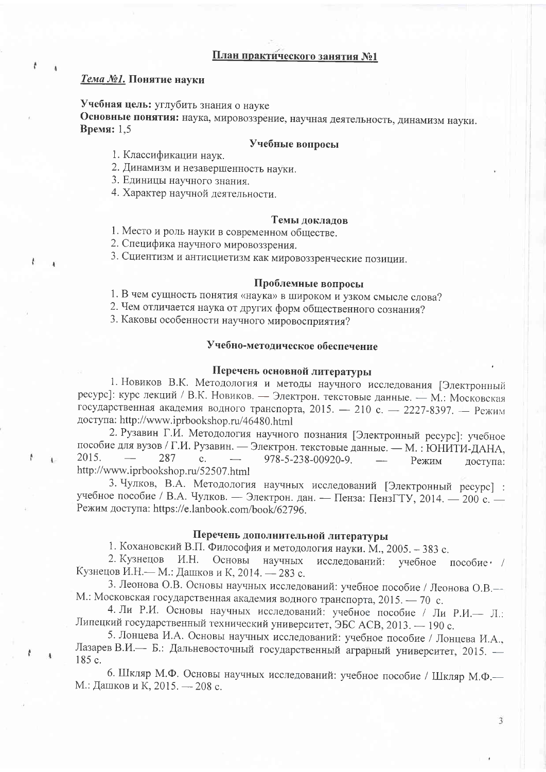## План практического занятия №1

***Тема №1.*** **Понятие науки**

**Учебная цель:** углубить знания о науке
**Основные понятия:** наука, мировоззрение, научная деятельность, динамизм науки.
**Время:** 1,5

### Учебные вопросы

1. Классификации наук.
2. Динамизм и незавершенность науки.
3. Единицы научного знания.
4. Характер научной деятельности.

### Темы докладов

1. Место и роль науки в современном обществе.
2. Специфика научного мировоззрения.
3. Сциентизм и антисциетизм как мировоззренческие позиции.

### Проблемные вопросы

1. В чем сущность понятия «наука» в широком и узком смысле слова?
2. Чем отличается наука от других форм общественного сознания?
3. Каковы особенности научного мировосприятия?

### Учебно-методическое обеспечение

#### Перечень основной литературы

1. Новиков В.К. Методология и методы научного исследования [Электронный ресурс]: курс лекций / В.К. Новиков. — Электрон. текстовые данные. — М.: Московская государственная академия водного транспорта, 2015. — 210 с. — 2227-8397. — Режим доступа: http://www.iprbookshop.ru/46480.html

2. Рузавин Г.И. Методология научного познания [Электронный ресурс]: учебное пособие для вузов / Г.И. Рузавин. — Электрон. текстовые данные. — М. : ЮНИТИ-ДАНА, 2015. — 287 с. — 978-5-238-00920-9. — Режим доступа: http://www.iprbookshop.ru/52507.html

3. Чулков, В.А. Методология научных исследований [Электронный ресурс] : учебное пособие / В.А. Чулков. — Электрон. дан. — Пенза: ПензГТУ, 2014. — 200 с. — Режим доступа: https://e.lanbook.com/book/62796.

#### Перечень дополнительной литературы

1. Кохановский В.П. Философия и методология науки. М., 2005. – 383 с.

2. Кузнецов И.Н. Основы научных исследований: учебное пособие / Кузнецов И.Н.— М.: Дашков и К, 2014. — 283 с.

3. Леонова О.В. Основы научных исследований: учебное пособие / Леонова О.В.— М.: Московская государственная академия водного транспорта, 2015. — 70 с.

4. Ли Р.И. Основы научных исследований: учебное пособие / Ли Р.И.— Л.: Липецкий государственный технический университет, ЭБС АСВ, 2013. — 190 с.

5. Лонцева И.А. Основы научных исследований: учебное пособие / Лонцева И.А., Лазарев В.И.— Б.: Дальневосточный государственный аграрный университет, 2015. — 185 с.

6. Шкляр М.Ф. Основы научных исследований: учебное пособие / Шкляр М.Ф.— М.: Дашков и К, 2015. — 208 с.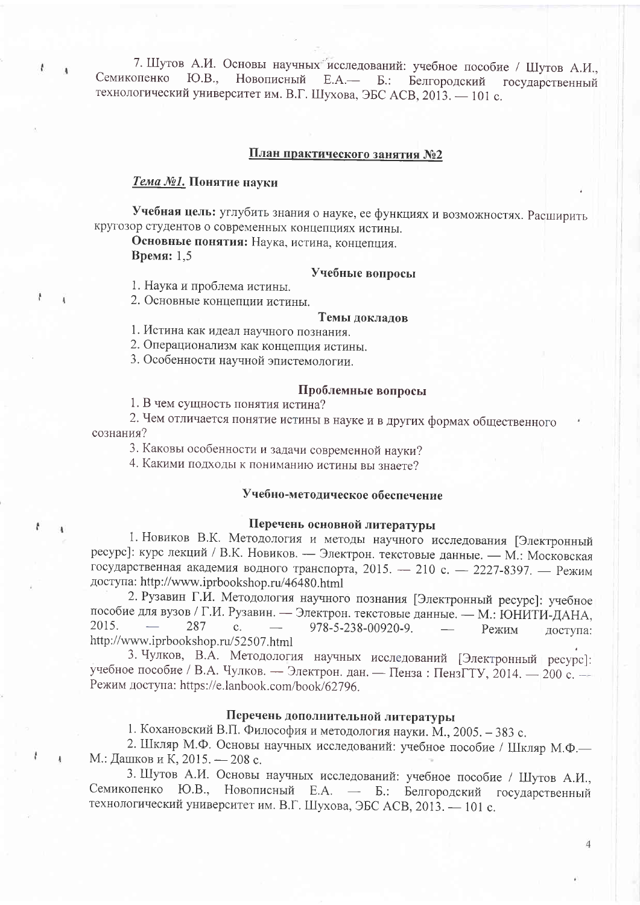7. Шутов А.И. Основы научных исследований: учебное пособие / Шутов А.И., Семикопенко Ю.В., Новописный Е.А.— Б.: Белгородский государственный технологический университет им. В.Г. Шухова, ЭБС АСВ, 2013. — 101 с.

## План практического занятия №2

### *Тема №1.* Понятие науки

**Учебная цель:** углубить знания о науке, ее функциях и возможностях. Расширить кругозор студентов о современных концепциях истины.

**Основные понятия:** Наука, истина, концепция.

**Время:** 1,5

#### Учебные вопросы

1. Наука и проблема истины.
2. Основные концепции истины.

#### Темы докладов

1. Истина как идеал научного познания.
2. Операционализм как концепция истины.
3. Особенности научной эпистемологии.

#### Проблемные вопросы

1. В чем сущность понятия истина?
2. Чем отличается понятие истины в науке и в других формах общественного сознания?
3. Каковы особенности и задачи современной науки?
4. Какими подходы к пониманию истины вы знаете?

#### Учебно-методическое обеспечение

#### Перечень основной литературы

1. Новиков В.К. Методология и методы научного исследования [Электронный ресурс]: курс лекций / В.К. Новиков. — Электрон. текстовые данные. — М.: Московская государственная академия водного транспорта, 2015. — 210 с. — 2227-8397. — Режим доступа: http://www.iprbookshop.ru/46480.html
2. Рузавин Г.И. Методология научного познания [Электронный ресурс]: учебное пособие для вузов / Г.И. Рузавин. — Электрон. текстовые данные. — М.: ЮНИТИ-ДАНА, 2015. — 287 с. — 978-5-238-00920-9. — Режим доступа: http://www.iprbookshop.ru/52507.html
3. Чулков, В.А. Методология научных исследований [Электронный ресурс]: учебное пособие / В.А. Чулков. — Электрон. дан. — Пенза : ПензГТУ, 2014. — 200 с. — Режим доступа: https://e.lanbook.com/book/62796.

#### Перечень дополнительной литературы

1. Кохановский В.П. Философия и методология науки. М., 2005. – 383 с.
2. Шкляр М.Ф. Основы научных исследований: учебное пособие / Шкляр М.Ф.— М.: Дашков и К, 2015. — 208 с.
3. Шутов А.И. Основы научных исследований: учебное пособие / Шутов А.И., Семикопенко Ю.В., Новописный Е.А. — Б.: Белгородский государственный технологический университет им. В.Г. Шухова, ЭБС АСВ, 2013. — 101 с.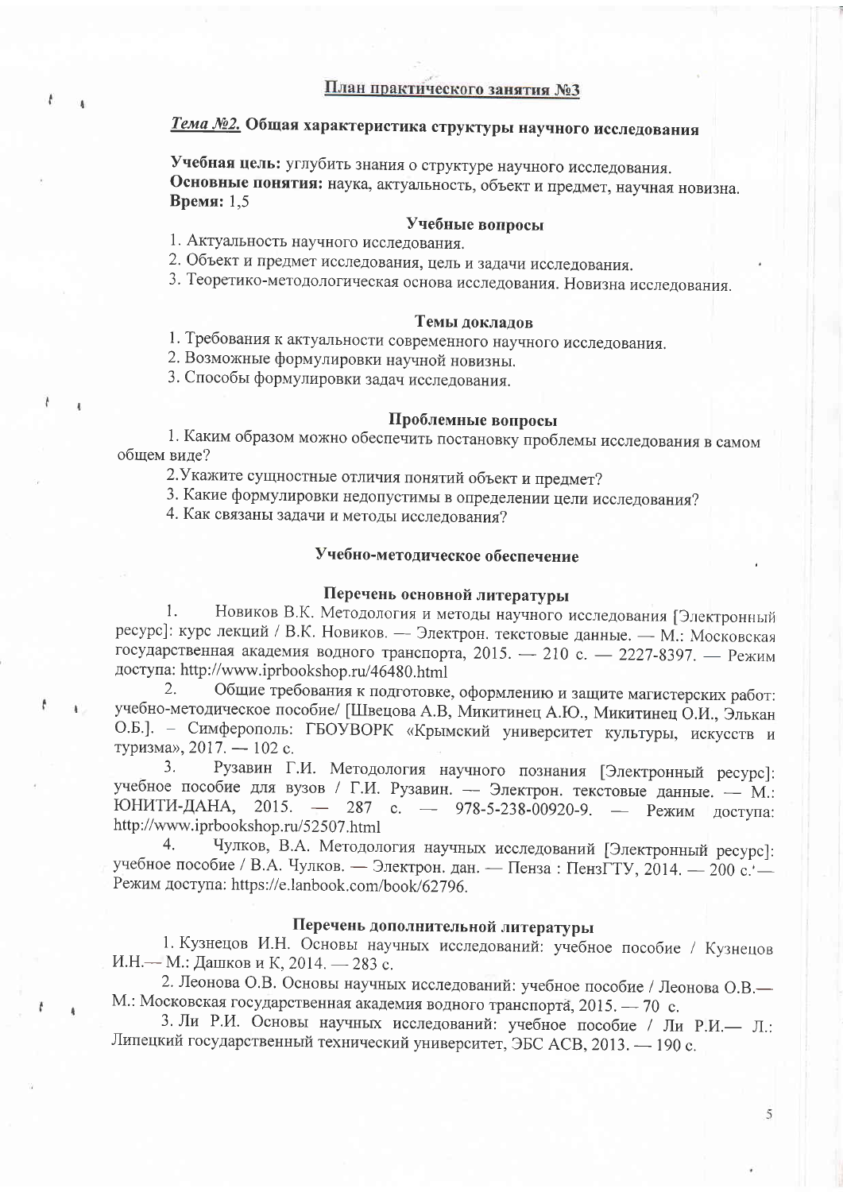## План практического занятия №3

### *Тема №2.* Общая характеристика структуры научного исследования

**Учебная цель:** углубить знания о структуре научного исследования.
**Основные понятия:** наука, актуальность, объект и предмет, научная новизна.
**Время:** 1,5

#### Учебные вопросы

1. Актуальность научного исследования.
2. Объект и предмет исследования, цель и задачи исследования.
3. Теоретико-методологическая основа исследования. Новизна исследования.

#### Темы докладов

1. Требования к актуальности современного научного исследования.
2. Возможные формулировки научной новизны.
3. Способы формулировки задач исследования.

#### Проблемные вопросы

1. Каким образом можно обеспечить постановку проблемы исследования в самом общем виде?
2. Укажите сущностные отличия понятий объект и предмет?
3. Какие формулировки недопустимы в определении цели исследования?
4. Как связаны задачи и методы исследования?

#### Учебно-методическое обеспечение

#### Перечень основной литературы

1. Новиков В.К. Методология и методы научного исследования [Электронный ресурс]: курс лекций / В.К. Новиков. — Электрон. текстовые данные. — М.: Московская государственная академия водного транспорта, 2015. — 210 с. — 2227-8397. — Режим доступа: http://www.iprbookshop.ru/46480.html
2. Общие требования к подготовке, оформлению и защите магистерских работ: учебно-методическое пособие/ [Швецова А.В, Микитинец А.Ю., Микитинец О.И., Элькан О.Б.]. – Симферополь: ГБОУВОРК «Крымский университет культуры, искусств и туризма», 2017. — 102 с.
3. Рузавин Г.И. Методология научного познания [Электронный ресурс]: учебное пособие для вузов / Г.И. Рузавин. — Электрон. текстовые данные. — М.: ЮНИТИ-ДАНА, 2015. — 287 с. — 978-5-238-00920-9. — Режим доступа: http://www.iprbookshop.ru/52507.html
4. Чулков, В.А. Методология научных исследований [Электронный ресурс]: учебное пособие / В.А. Чулков. — Электрон. дан. — Пенза : ПензГТУ, 2014. — 200 с. — Режим доступа: https://e.lanbook.com/book/62796.

#### Перечень дополнительной литературы

1. Кузнецов И.Н. Основы научных исследований: учебное пособие / Кузнецов И.Н.— М.: Дашков и К, 2014. — 283 с.
2. Леонова О.В. Основы научных исследований: учебное пособие / Леонова О.В.— М.: Московская государственная академия водного транспорта, 2015. — 70 с.
3. Ли Р.И. Основы научных исследований: учебное пособие / Ли Р.И.— Л.: Липецкий государственный технический университет, ЭБС АСВ, 2013. — 190 с.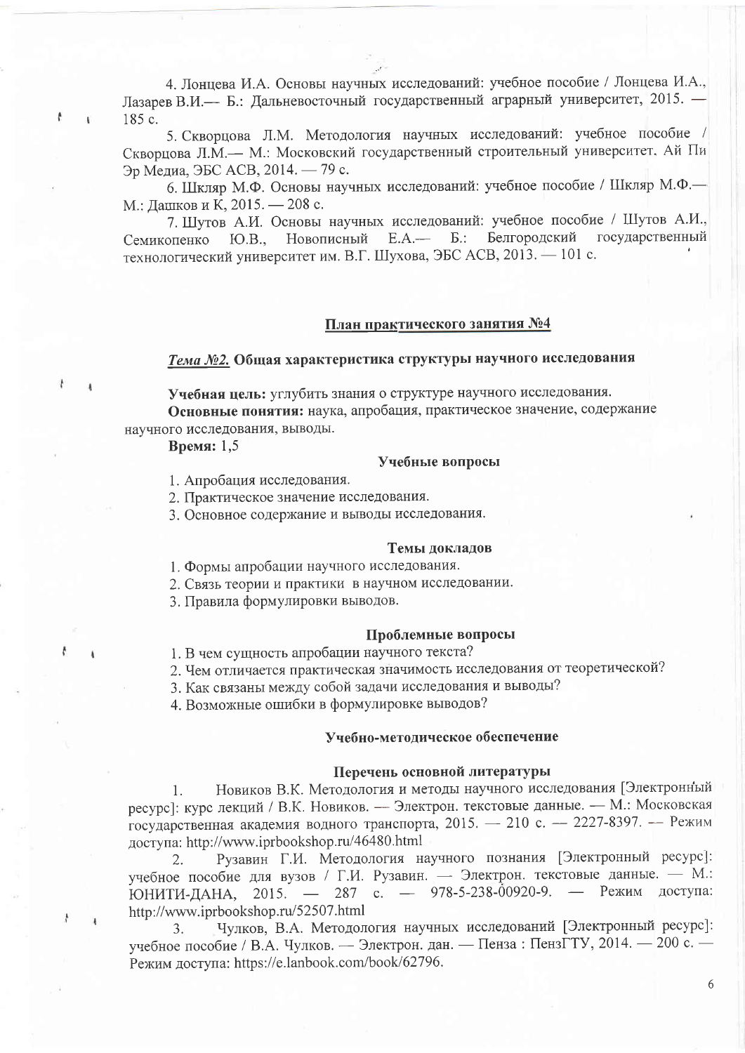4. Лонцева И.А. Основы научных исследований: учебное пособие / Лонцева И.А., Лазарев В.И.— Б.: Дальневосточный государственный аграрный университет, 2015. — 185 с.

5. Скворцова Л.М. Методология научных исследований: учебное пособие / Скворцова Л.М.— М.: Московский государственный строительный университет. Ай Пи Эр Медиа, ЭБС АСВ, 2014. — 79 с.

6. Шкляр М.Ф. Основы научных исследований: учебное пособие / Шкляр М.Ф.— М.: Дашков и К, 2015. — 208 с.

7. Шутов А.И. Основы научных исследований: учебное пособие / Шутов А.И., Семикопенко Ю.В., Новописный Е.А.— Б.: Белгородский государственный технологический университет им. В.Г. Шухова, ЭБС АСВ, 2013. — 101 с.

## <u>План практического занятия №4</u>

### ***<u>Тема №2.</u>* Общая характеристика структуры научного исследования**

**Учебная цель:** углубить знания о структуре научного исследования.

**Основные понятия:** наука, апробация, практическое значение, содержание научного исследования, выводы.

**Время:** 1,5

#### Учебные вопросы

1. Апробация исследования.
2. Практическое значение исследования.
3. Основное содержание и выводы исследования.

#### Темы докладов

1. Формы апробации научного исследования.
2. Связь теории и практики в научном исследовании.
3. Правила формулировки выводов.

#### Проблемные вопросы

1. В чем сущность апробации научного текста?
2. Чем отличается практическая значимость исследования от теоретической?
3. Как связаны между собой задачи исследования и выводы?
4. Возможные ошибки в формулировке выводов?

#### Учебно-методическое обеспечение

#### Перечень основной литературы

1. Новиков В.К. Методология и методы научного исследования [Электронный ресурс]: курс лекций / В.К. Новиков. — Электрон. текстовые данные. — М.: Московская государственная академия водного транспорта, 2015. — 210 с. — 2227-8397. — Режим доступа: http://www.iprbookshop.ru/46480.html

2. Рузавин Г.И. Методология научного познания [Электронный ресурс]: учебное пособие для вузов / Г.И. Рузавин. — Электрон. текстовые данные. — М.: ЮНИТИ-ДАНА, 2015. — 287 с. — 978-5-238-00920-9. — Режим доступа: http://www.iprbookshop.ru/52507.html

3. Чулков, В.А. Методология научных исследований [Электронный ресурс]: учебное пособие / В.А. Чулков. — Электрон. дан. — Пенза : ПензГТУ, 2014. — 200 с. — Режим доступа: https://e.lanbook.com/book/62796.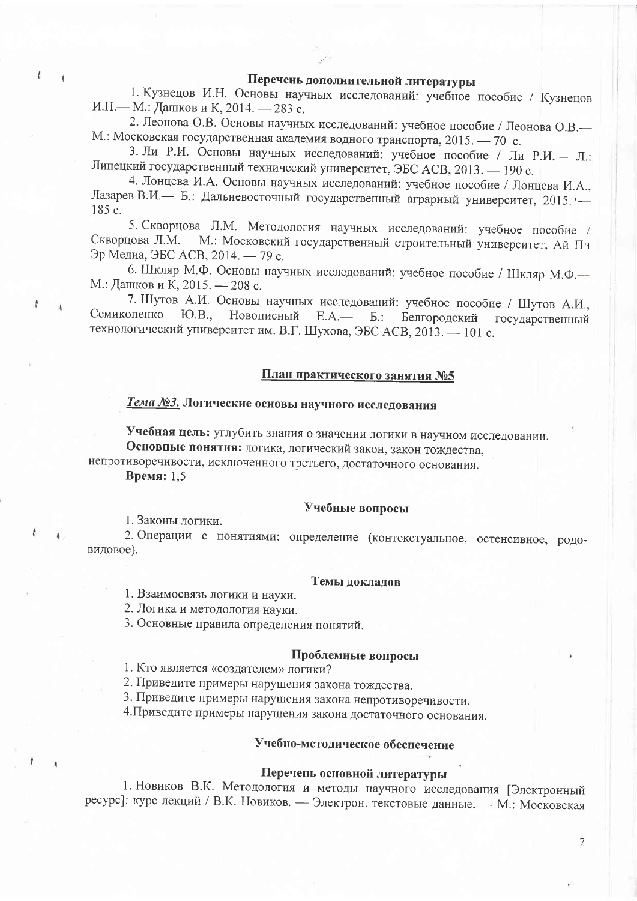### Перечень дополнительной литературы

1. Кузнецов И.Н. Основы научных исследований: учебное пособие / Кузнецов И.Н.— М.: Дашков и К, 2014. — 283 с.
2. Леонова О.В. Основы научных исследований: учебное пособие / Леонова О.В.— М.: Московская государственная академия водного транспорта, 2015. — 70 с.
3. Ли Р.И. Основы научных исследований: учебное пособие / Ли Р.И.— Л.: Липецкий государственный технический университет, ЭБС АСВ, 2013. — 190 с.
4. Лонцева И.А. Основы научных исследований: учебное пособие / Лонцева И.А., Лазарев В.И.— Б.: Дальневосточный государственный аграрный университет, 2015. — 185 с.
5. Скворцова Л.М. Методология научных исследований: учебное пособие / Скворцова Л.М.— М.: Московский государственный строительный университет, Ай Пи Эр Медиа, ЭБС АСВ, 2014. — 79 с.
6. Шкляр М.Ф. Основы научных исследований: учебное пособие / Шкляр М.Ф.— М.: Дашков и К, 2015. — 208 с.
7. Шутов А.И. Основы научных исследований: учебное пособие / Шутов А.И., Семикопенко Ю.В., Новописный Е.А.— Б.: Белгородский государственный технологический университет им. В.Г. Шухова, ЭБС АСВ, 2013. — 101 с.

## План практического занятия №5

### *Тема №3.* Логические основы научного исследования

**Учебная цель:** углубить знания о значении логики в научном исследовании.

**Основные понятия:** логика, логический закон, закон тождества, непротиворечивости, исключенного третьего, достаточного основания.

**Время:** 1,5

### Учебные вопросы

1. Законы логики.
2. Операции с понятиями: определение (контекстуальное, остенсивное, родо-видовое).

### Темы докладов

1. Взаимосвязь логики и науки.
2. Логика и методология науки.
3. Основные правила определения понятий.

### Проблемные вопросы

1. Кто является «создателем» логики?
2. Приведите примеры нарушения закона тождества.
3. Приведите примеры нарушения закона непротиворечивости.
4. Приведите примеры нарушения закона достаточного основания.

### Учебно-методическое обеспечение

### Перечень основной литературы

1. Новиков В.К. Методология и методы научного исследования [Электронный ресурс]: курс лекций / В.К. Новиков. — Электрон. текстовые данные. — М.: Московская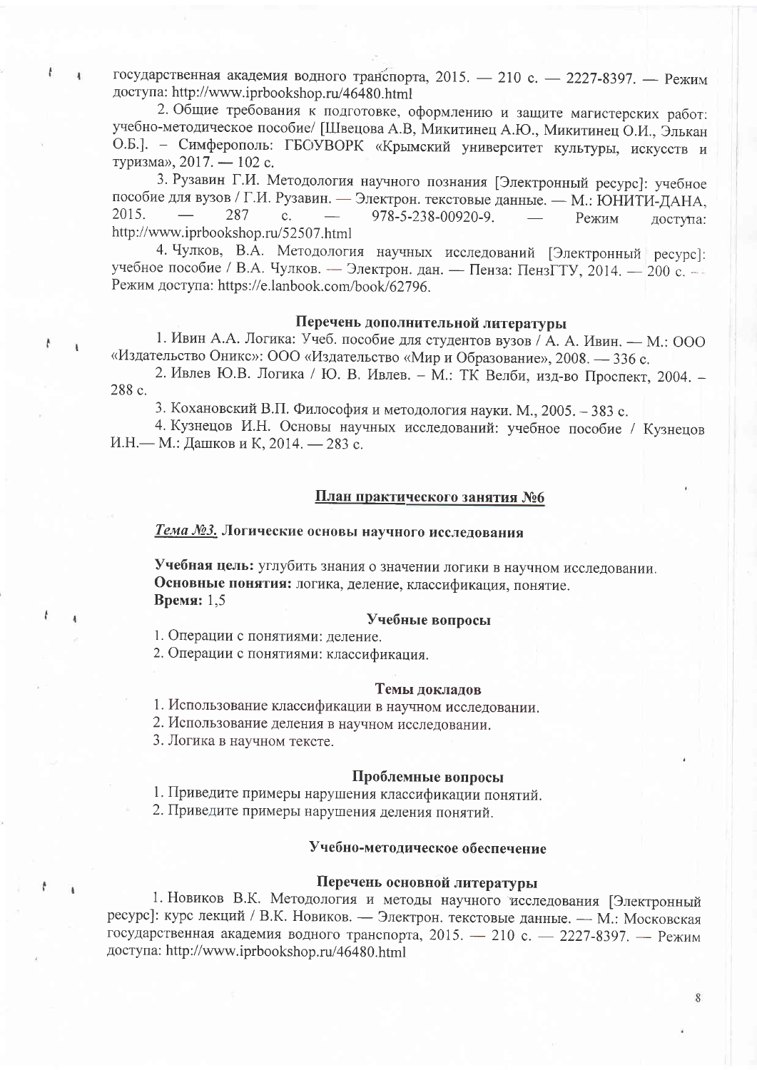государственная академия водного транспорта, 2015. — 210 с. — 2227-8397. — Режим доступа: http://www.iprbookshop.ru/46480.html

2. Общие требования к подготовке, оформлению и защите магистерских работ: учебно-методическое пособие/ [Швецова А.В, Микитинец А.Ю., Микитинец О.И., Элькан О.Б.]. – Симферополь: ГБОУВОРК «Крымский университет культуры, искусств и туризма», 2017. — 102 с.

3. Рузавин Г.И. Методология научного познания [Электронный ресурс]: учебное пособие для вузов / Г.И. Рузавин. — Электрон. текстовые данные. — М.: ЮНИТИ-ДАНА, 2015. — 287 с. — 978-5-238-00920-9. — Режим доступа: http://www.iprbookshop.ru/52507.html

4. Чулков, В.А. Методология научных исследований [Электронный ресурс]: учебное пособие / В.А. Чулков. — Электрон. дан. — Пенза: ПензГТУ, 2014. — 200 с. — Режим доступа: https://e.lanbook.com/book/62796.

### Перечень дополнительной литературы

1. Ивин А.А. Логика: Учеб. пособие для студентов вузов / А. А. Ивин. — М.: ООО «Издательство Оникс»: ООО «Издательство «Мир и Образование», 2008. — 336 с.

2. Ивлев Ю.В. Логика / Ю. В. Ивлев. – М.: ТК Велби, изд-во Проспект, 2004. – 288 с.

3. Кохановский В.П. Философия и методология науки. М., 2005. – 383 с.

4. Кузнецов И.Н. Основы научных исследований: учебное пособие / Кузнецов И.Н.— М.: Дашков и К, 2014. — 283 с.

## План практического занятия №6

***Тема №3.*** **Логические основы научного исследования**

**Учебная цель:** углубить знания о значении логики в научном исследовании.
**Основные понятия:** логика, деление, классификация, понятие.
**Время:** 1,5

### Учебные вопросы

1. Операции с понятиями: деление.
2. Операции с понятиями: классификация.

### Темы докладов

1. Использование классификации в научном исследовании.
2. Использование деления в научном исследовании.
3. Логика в научном тексте.

### Проблемные вопросы

1. Приведите примеры нарушения классификации понятий.
2. Приведите примеры нарушения деления понятий.

### Учебно-методическое обеспечение

### Перечень основной литературы

1. Новиков В.К. Методология и методы научного исследования [Электронный ресурс]: курс лекций / В.К. Новиков. — Электрон. текстовые данные. — М.: Московская государственная академия водного транспорта, 2015. — 210 с. — 2227-8397. — Режим доступа: http://www.iprbookshop.ru/46480.html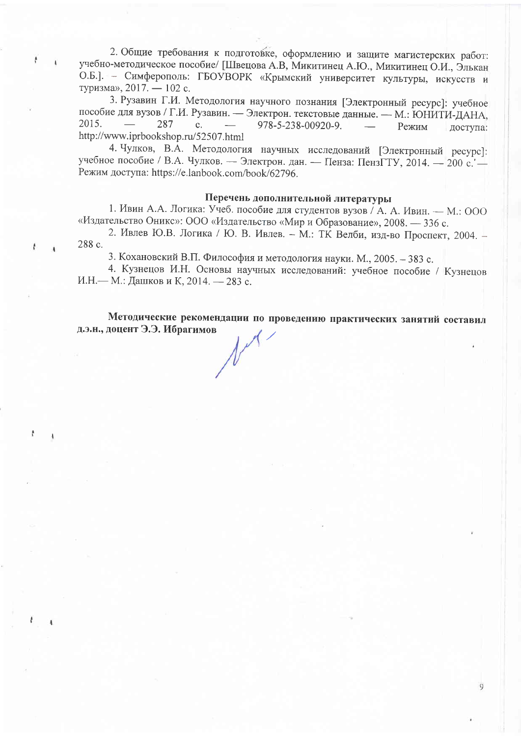2. Общие требования к подготовке, оформлению и защите магистерских работ: учебно-методическое пособие/ [Швецова А.В, Микитинец А.Ю., Микитинец О.И., Элькан О.Б.]. – Симферополь: ГБОУВОРК «Крымский университет культуры, искусств и туризма», 2017. — 102 с.

3. Рузавин Г.И. Методология научного познания [Электронный ресурс]: учебное пособие для вузов / Г.И. Рузавин. — Электрон. текстовые данные. — М.: ЮНИТИ-ДАНА, 2015. — 287 с. — 978-5-238-00920-9. — Режим доступа: http://www.iprbookshop.ru/52507.html

4. Чулков, В.А. Методология научных исследований [Электронный ресурс]: учебное пособие / В.А. Чулков. — Электрон. дан. — Пенза: ПензГТУ, 2014. — 200 с. — Режим доступа: https://e.lanbook.com/book/62796.

**Перечень дополнительной литературы**

1. Ивин А.А. Логика: Учеб. пособие для студентов вузов / А. А. Ивин. — М.: ООО «Издательство Оникс»: ООО «Издательство «Мир и Образование», 2008. — 336 с.

2. Ивлев Ю.В. Логика / Ю. В. Ивлев. – М.: ТК Велби, изд-во Проспект, 2004. – 288 с.

3. Кохановский В.П. Философия и методология науки. М., 2005. – 383 с.

4. Кузнецов И.Н. Основы научных исследований: учебное пособие / Кузнецов И.Н.— М.: Дашков и К, 2014. — 283 с.

**Методические рекомендации по проведению практических занятий составил д.э.н., доцент Э.Э. Ибрагимов**